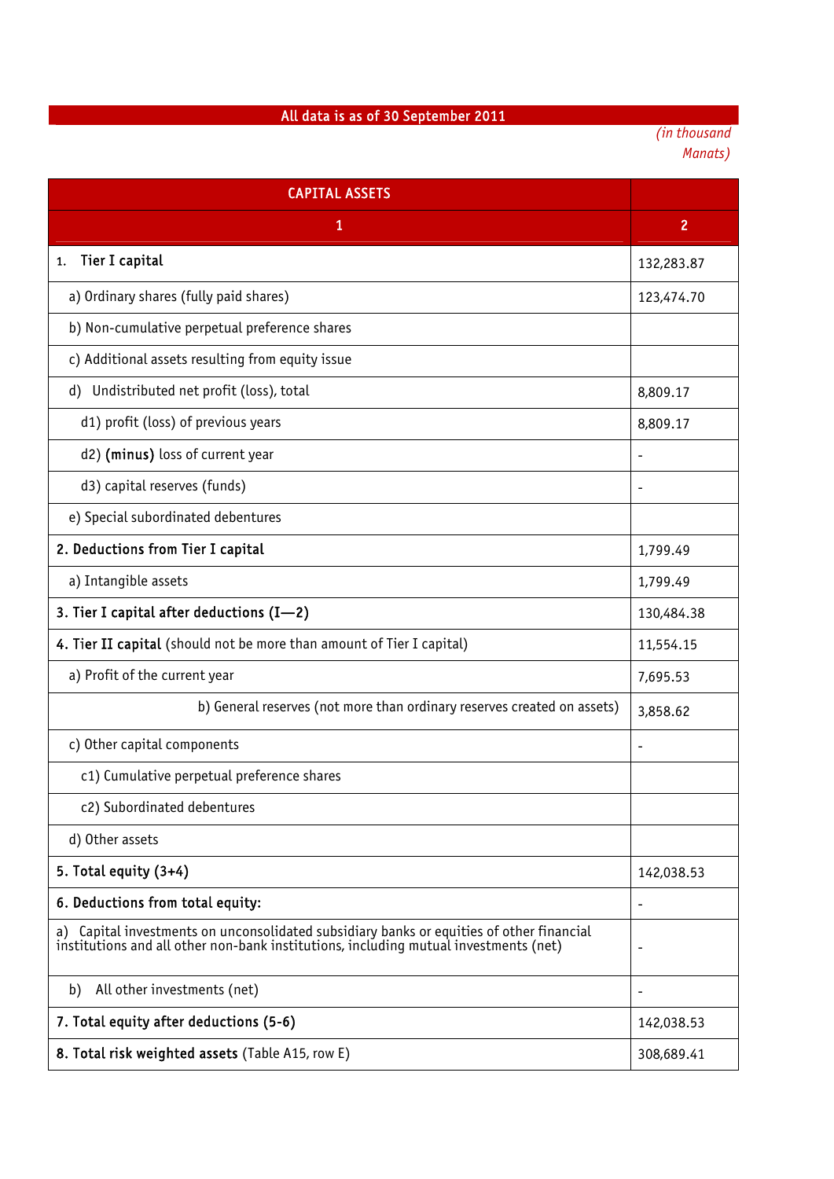All data is as of 30 September 2011

*(in thousand Manats)*

| CAPITAL ASSETS | |
|---|---|
| 1 | 2 |
| 1. **Tier I capital** | 132,283.87 |
| a) Ordinary shares (fully paid shares) | 123,474.70 |
| b) Non-cumulative perpetual preference shares | |
| c) Additional assets resulting from equity issue | |
| d) Undistributed net profit (loss), total | 8,809.17 |
| d1) profit (loss) of previous years | 8,809.17 |
| d2) **(minus)** loss of current year | - |
| d3) capital reserves (funds) | - |
| e) Special subordinated debentures | |
| **2. Deductions from Tier I capital** | 1,799.49 |
| a) Intangible assets | 1,799.49 |
| **3. Tier I capital after deductions (I—2)** | 130,484.38 |
| **4. Tier II capital** (should not be more than amount of Tier I capital) | 11,554.15 |
| a) Profit of the current year | 7,695.53 |
| b) General reserves (not more than ordinary reserves created on assets) | 3,858.62 |
| c) Other capital components | - |
| c1) Cumulative perpetual preference shares | |
| c2) Subordinated debentures | |
| d) Other assets | |
| **5. Total equity (3+4)** | 142,038.53 |
| **6. Deductions from total equity:** | - |
| a) Capital investments on unconsolidated subsidiary banks or equities of other financial institutions and all other non-bank institutions, including mutual investments (net) | - |
| b) All other investments (net) | - |
| **7. Total equity after deductions (5-6)** | 142,038.53 |
| **8. Total risk weighted assets** (Table A15, row E) | 308,689.41 |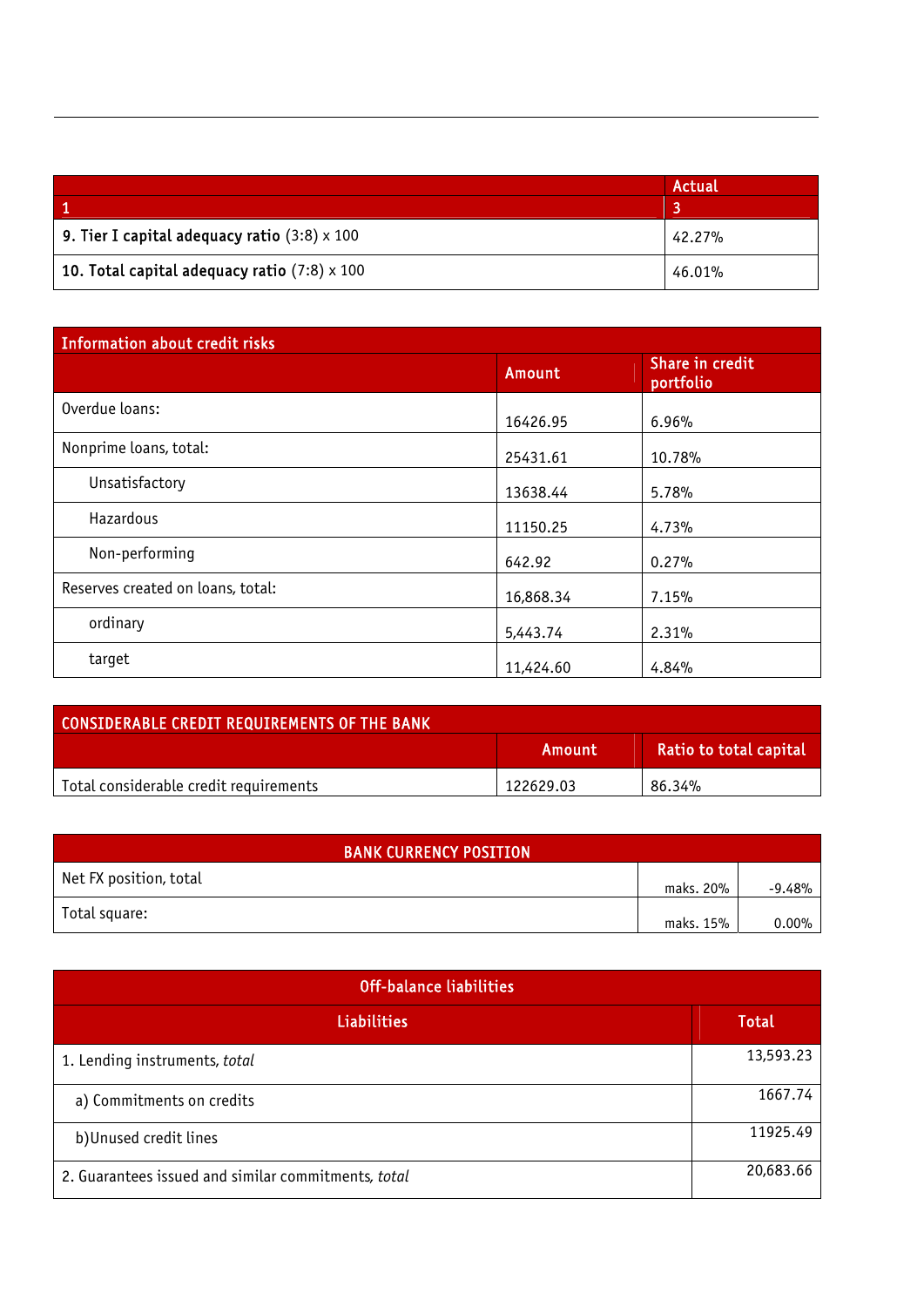| | Actual |
|---|---|
| 1 | 3 |
| **9. Tier I capital adequacy ratio** (3:8) x 100 | 42.27% |
| **10. Total capital adequacy ratio** (7:8) x 100 | 46.01% |

| Information about credit risks | | |
|---|---|---|
| | Amount | Share in credit portfolio |
| Overdue loans: | 16426.95 | 6.96% |
| Nonprime loans, total: | 25431.61 | 10.78% |
| Unsatisfactory | 13638.44 | 5.78% |
| Hazardous | 11150.25 | 4.73% |
| Non-performing | 642.92 | 0.27% |
| Reserves created on loans, total: | 16,868.34 | 7.15% |
| ordinary | 5,443.74 | 2.31% |
| target | 11,424.60 | 4.84% |

| CONSIDERABLE CREDIT REQUIREMENTS OF THE BANK | | |
|---|---|---|
| | Amount | Ratio to total capital |
| Total considerable credit requirements | 122629.03 | 86.34% |

| BANK CURRENCY POSITION | | |
|---|---|---|
| Net FX position, total | maks. 20% | -9.48% |
| Total square: | maks. 15% | 0.00% |

| Off-balance liabilities | |
|---|---|
| Liabilities | Total |
| 1. Lending instruments, *total* | 13,593.23 |
| a) Commitments on credits | 1667.74 |
| b)Unused credit lines | 11925.49 |
| 2. Guarantees issued and similar commitments, *total* | 20,683.66 |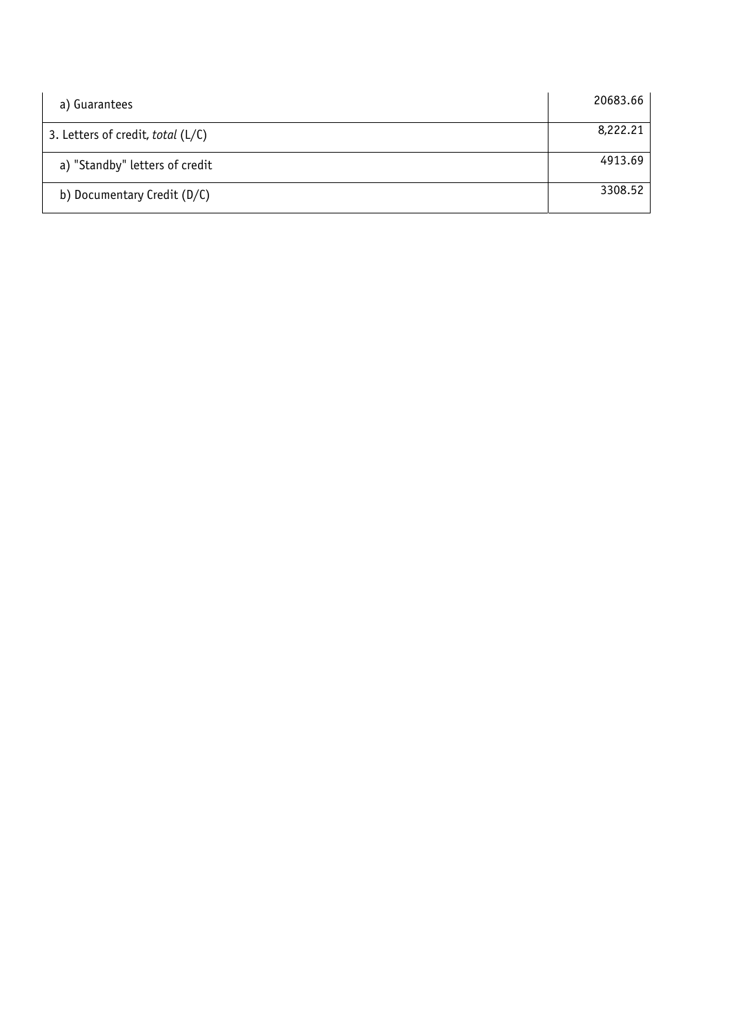| | |
|---|---|
| a) Guarantees | 20683.66 |
| 3. Letters of credit, *total* (L/C) | 8,222.21 |
| a) "Standby" letters of credit | 4913.69 |
| b) Documentary Credit (D/C) | 3308.52 |